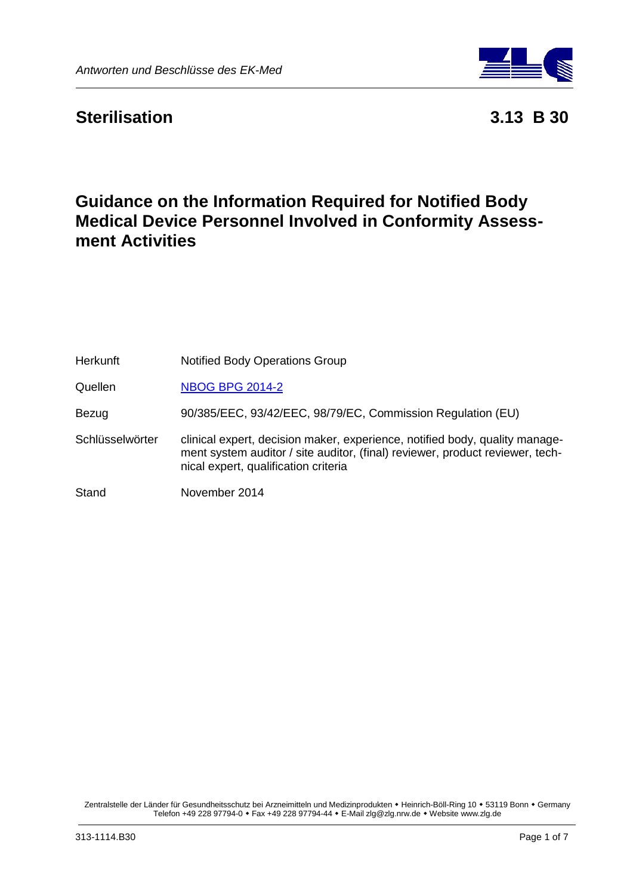## Sterilisation

**3.13 B 30**

# Guidance on the Information Required for Notified Body Medical Device Personnel Involved in Conformity Assessment Activities

| | |
|---|---|
| Herkunft | Notified Body Operations Group |
| Quellen | NBOG BPG 2014-2 |
| Bezug | 90/385/EEC, 93/42/EEC, 98/79/EC, Commission Regulation (EU) |
| Schlüsselwörter | clinical expert, decision maker, experience, notified body, quality management system auditor / site auditor, (final) reviewer, product reviewer, technical expert, qualification criteria |
| Stand | November 2014 |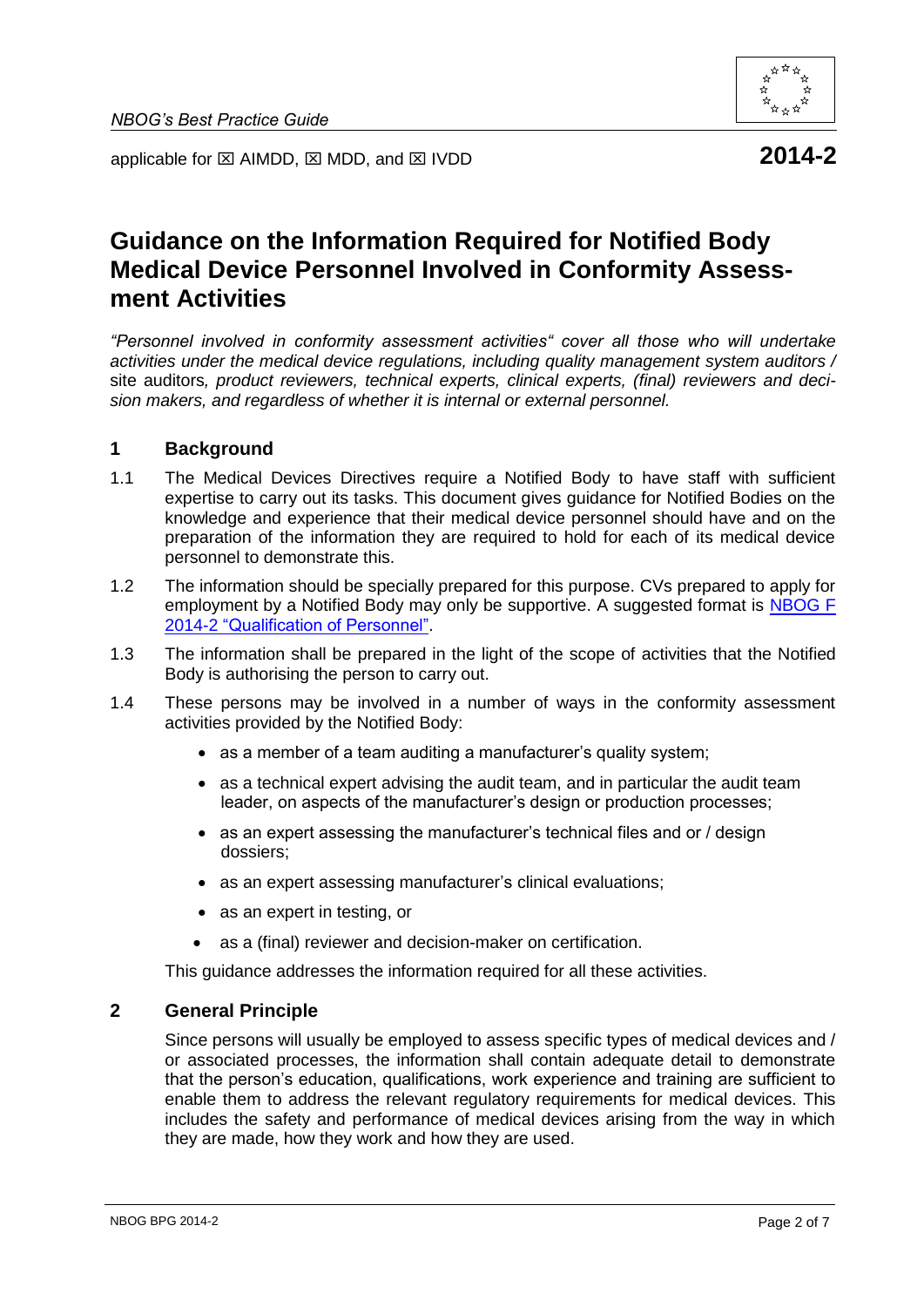applicable for ☒ AIMDD, ☒ MDD, and ☒ IVDD **2014-2**

# Guidance on the Information Required for Notified Body Medical Device Personnel Involved in Conformity Assessment Activities

*"Personnel involved in conformity assessment activities" cover all those who will undertake activities under the medical device regulations, including quality management system auditors /* site auditors*, product reviewers, technical experts, clinical experts, (final) reviewers and decision makers, and regardless of whether it is internal or external personnel.*

## 1 Background

1.1 The Medical Devices Directives require a Notified Body to have staff with sufficient expertise to carry out its tasks. This document gives guidance for Notified Bodies on the knowledge and experience that their medical device personnel should have and on the preparation of the information they are required to hold for each of its medical device personnel to demonstrate this.

1.2 The information should be specially prepared for this purpose. CVs prepared to apply for employment by a Notified Body may only be supportive. A suggested format is NBOG F 2014-2 "Qualification of Personnel".

1.3 The information shall be prepared in the light of the scope of activities that the Notified Body is authorising the person to carry out.

1.4 These persons may be involved in a number of ways in the conformity assessment activities provided by the Notified Body:

- as a member of a team auditing a manufacturer's quality system;
- as a technical expert advising the audit team, and in particular the audit team leader, on aspects of the manufacturer's design or production processes;
- as an expert assessing the manufacturer's technical files and or / design dossiers;
- as an expert assessing manufacturer's clinical evaluations;
- as an expert in testing, or
- as a (final) reviewer and decision-maker on certification.

This guidance addresses the information required for all these activities.

## 2 General Principle

Since persons will usually be employed to assess specific types of medical devices and / or associated processes, the information shall contain adequate detail to demonstrate that the person's education, qualifications, work experience and training are sufficient to enable them to address the relevant regulatory requirements for medical devices. This includes the safety and performance of medical devices arising from the way in which they are made, how they work and how they are used.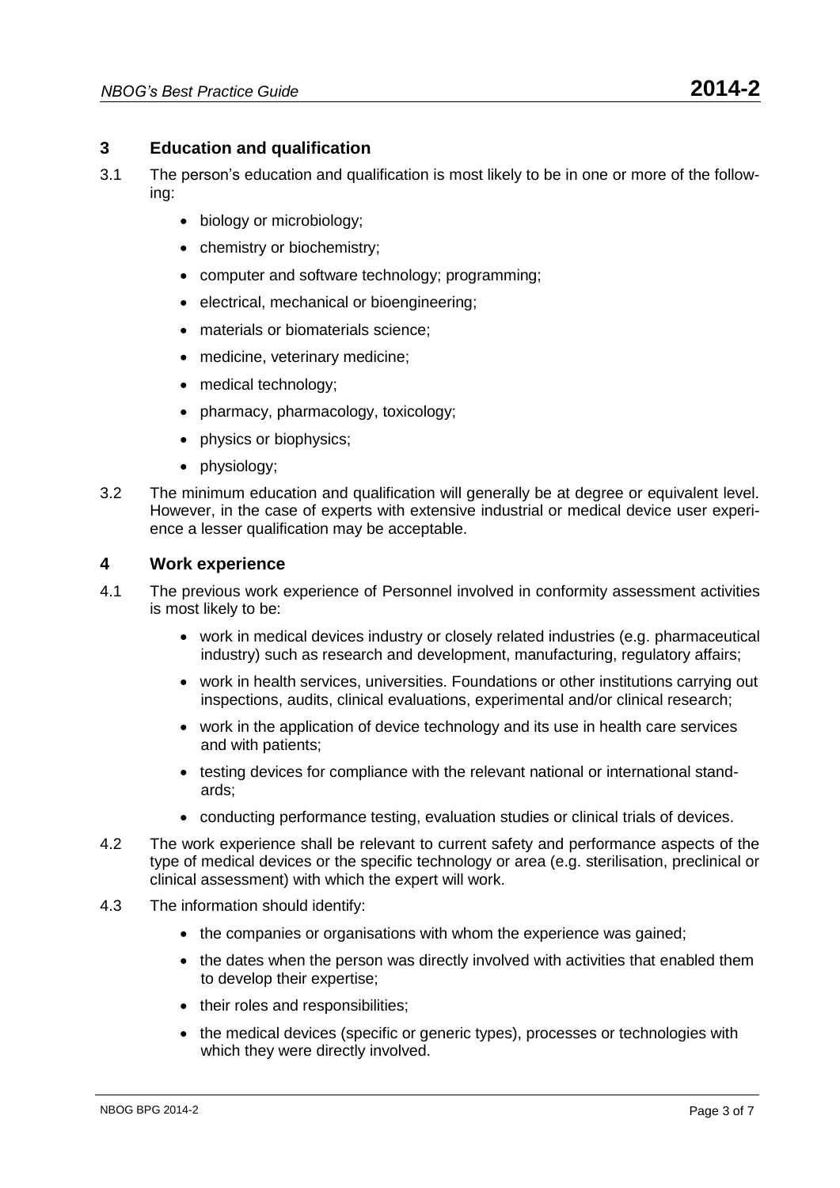## 3 Education and qualification

3.1 The person's education and qualification is most likely to be in one or more of the following:

- biology or microbiology;
- chemistry or biochemistry;
- computer and software technology; programming;
- electrical, mechanical or bioengineering;
- materials or biomaterials science;
- medicine, veterinary medicine;
- medical technology;
- pharmacy, pharmacology, toxicology;
- physics or biophysics;
- physiology;

3.2 The minimum education and qualification will generally be at degree or equivalent level. However, in the case of experts with extensive industrial or medical device user experience a lesser qualification may be acceptable.

## 4 Work experience

4.1 The previous work experience of Personnel involved in conformity assessment activities is most likely to be:

- work in medical devices industry or closely related industries (e.g. pharmaceutical industry) such as research and development, manufacturing, regulatory affairs;
- work in health services, universities. Foundations or other institutions carrying out inspections, audits, clinical evaluations, experimental and/or clinical research;
- work in the application of device technology and its use in health care services and with patients;
- testing devices for compliance with the relevant national or international standards;
- conducting performance testing, evaluation studies or clinical trials of devices.

4.2 The work experience shall be relevant to current safety and performance aspects of the type of medical devices or the specific technology or area (e.g. sterilisation, preclinical or clinical assessment) with which the expert will work.

4.3 The information should identify:

- the companies or organisations with whom the experience was gained;
- the dates when the person was directly involved with activities that enabled them to develop their expertise;
- their roles and responsibilities;
- the medical devices (specific or generic types), processes or technologies with which they were directly involved.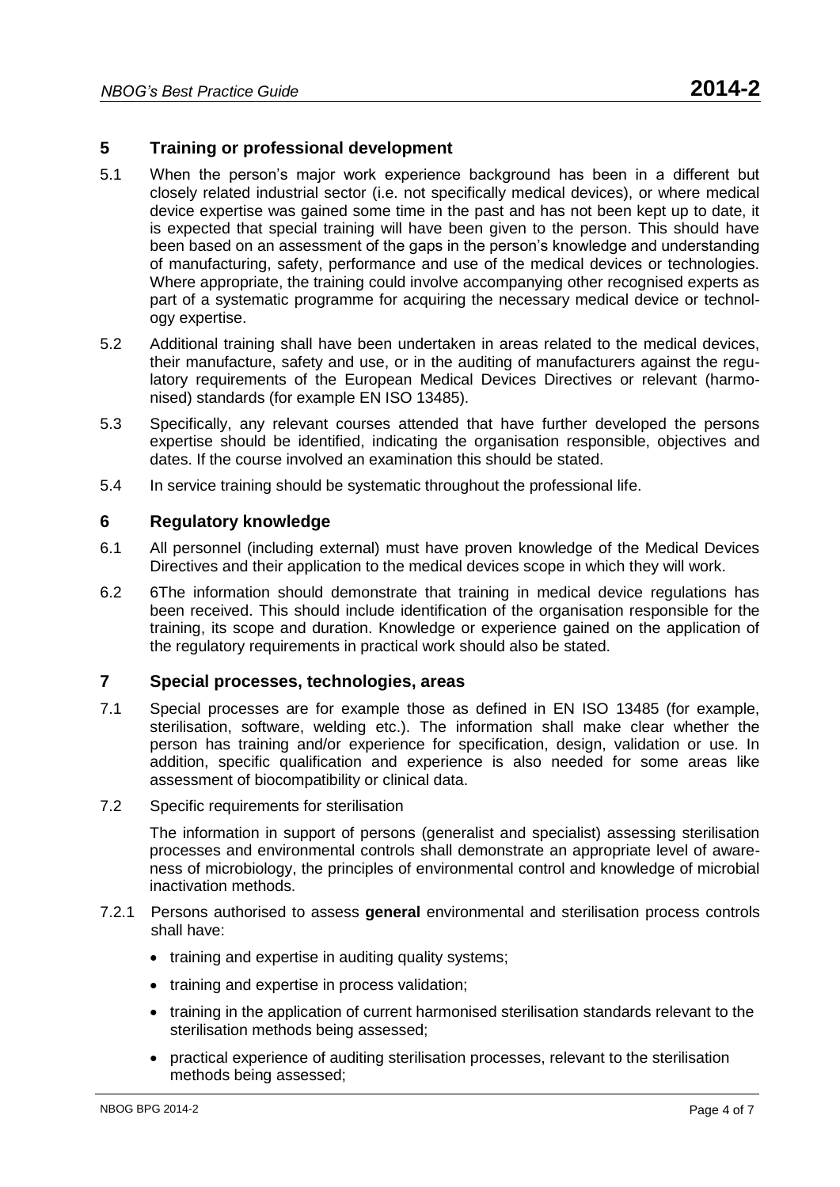## 5 Training or professional development

5.1 When the person's major work experience background has been in a different but closely related industrial sector (i.e. not specifically medical devices), or where medical device expertise was gained some time in the past and has not been kept up to date, it is expected that special training will have been given to the person. This should have been based on an assessment of the gaps in the person's knowledge and understanding of manufacturing, safety, performance and use of the medical devices or technologies. Where appropriate, the training could involve accompanying other recognised experts as part of a systematic programme for acquiring the necessary medical device or technology expertise.

5.2 Additional training shall have been undertaken in areas related to the medical devices, their manufacture, safety and use, or in the auditing of manufacturers against the regulatory requirements of the European Medical Devices Directives or relevant (harmonised) standards (for example EN ISO 13485).

5.3 Specifically, any relevant courses attended that have further developed the persons expertise should be identified, indicating the organisation responsible, objectives and dates. If the course involved an examination this should be stated.

5.4 In service training should be systematic throughout the professional life.

## 6 Regulatory knowledge

6.1 All personnel (including external) must have proven knowledge of the Medical Devices Directives and their application to the medical devices scope in which they will work.

6.2 6The information should demonstrate that training in medical device regulations has been received. This should include identification of the organisation responsible for the training, its scope and duration. Knowledge or experience gained on the application of the regulatory requirements in practical work should also be stated.

## 7 Special processes, technologies, areas

7.1 Special processes are for example those as defined in EN ISO 13485 (for example, sterilisation, software, welding etc.). The information shall make clear whether the person has training and/or experience for specification, design, validation or use. In addition, specific qualification and experience is also needed for some areas like assessment of biocompatibility or clinical data.

7.2 Specific requirements for sterilisation

The information in support of persons (generalist and specialist) assessing sterilisation processes and environmental controls shall demonstrate an appropriate level of awareness of microbiology, the principles of environmental control and knowledge of microbial inactivation methods.

7.2.1 Persons authorised to assess **general** environmental and sterilisation process controls shall have:

- training and expertise in auditing quality systems;
- training and expertise in process validation;
- training in the application of current harmonised sterilisation standards relevant to the sterilisation methods being assessed;
- practical experience of auditing sterilisation processes, relevant to the sterilisation methods being assessed;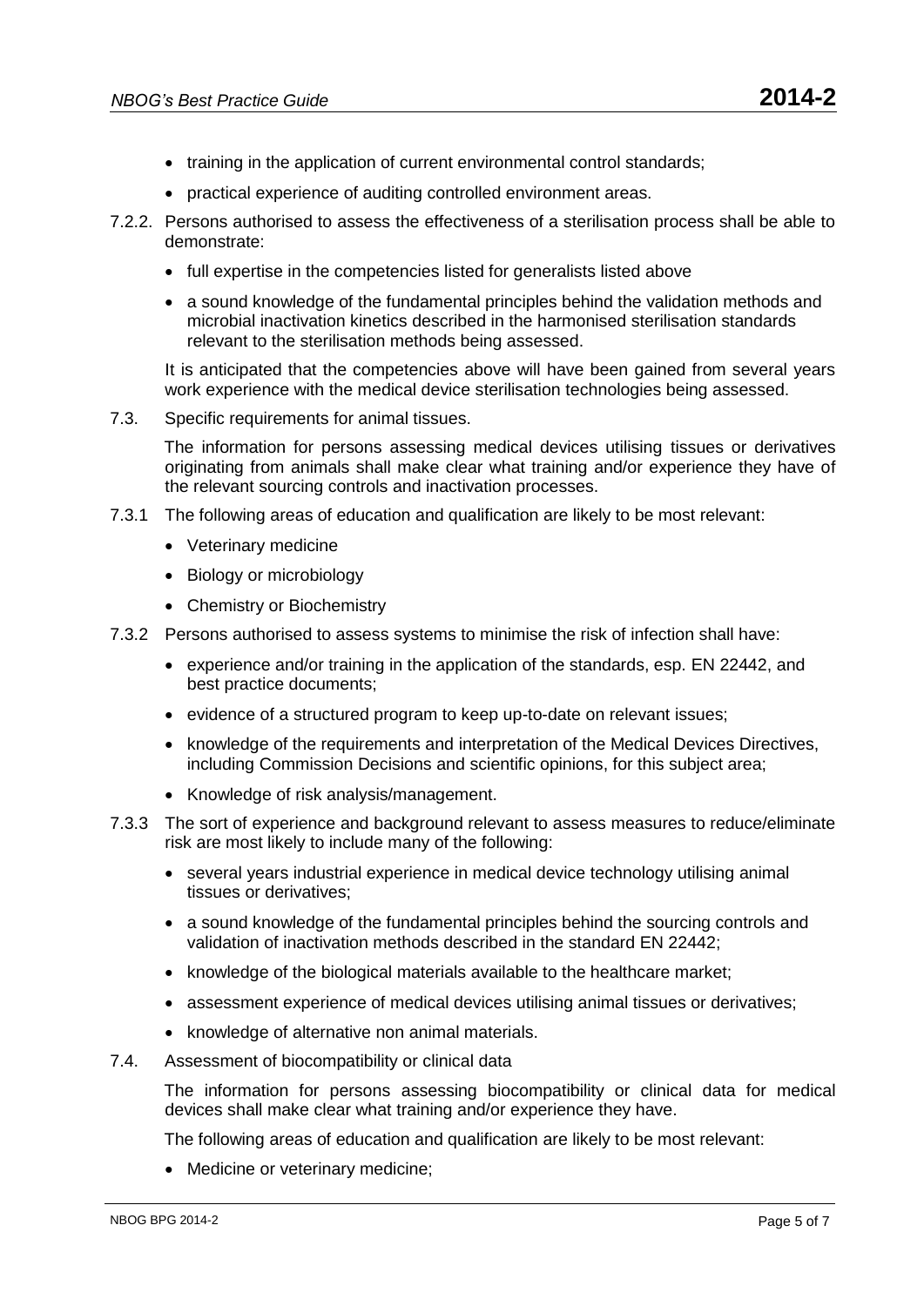- training in the application of current environmental control standards;
- practical experience of auditing controlled environment areas.

7.2.2. Persons authorised to assess the effectiveness of a sterilisation process shall be able to demonstrate:

- full expertise in the competencies listed for generalists listed above
- a sound knowledge of the fundamental principles behind the validation methods and microbial inactivation kinetics described in the harmonised sterilisation standards relevant to the sterilisation methods being assessed.

It is anticipated that the competencies above will have been gained from several years work experience with the medical device sterilisation technologies being assessed.

7.3. Specific requirements for animal tissues.

The information for persons assessing medical devices utilising tissues or derivatives originating from animals shall make clear what training and/or experience they have of the relevant sourcing controls and inactivation processes.

7.3.1 The following areas of education and qualification are likely to be most relevant:

- Veterinary medicine
- Biology or microbiology
- Chemistry or Biochemistry

7.3.2 Persons authorised to assess systems to minimise the risk of infection shall have:

- experience and/or training in the application of the standards, esp. EN 22442, and best practice documents;
- evidence of a structured program to keep up-to-date on relevant issues;
- knowledge of the requirements and interpretation of the Medical Devices Directives, including Commission Decisions and scientific opinions, for this subject area;
- Knowledge of risk analysis/management.

7.3.3 The sort of experience and background relevant to assess measures to reduce/eliminate risk are most likely to include many of the following:

- several years industrial experience in medical device technology utilising animal tissues or derivatives;
- a sound knowledge of the fundamental principles behind the sourcing controls and validation of inactivation methods described in the standard EN 22442;
- knowledge of the biological materials available to the healthcare market;
- assessment experience of medical devices utilising animal tissues or derivatives;
- knowledge of alternative non animal materials.

7.4. Assessment of biocompatibility or clinical data

The information for persons assessing biocompatibility or clinical data for medical devices shall make clear what training and/or experience they have.

The following areas of education and qualification are likely to be most relevant:

- Medicine or veterinary medicine;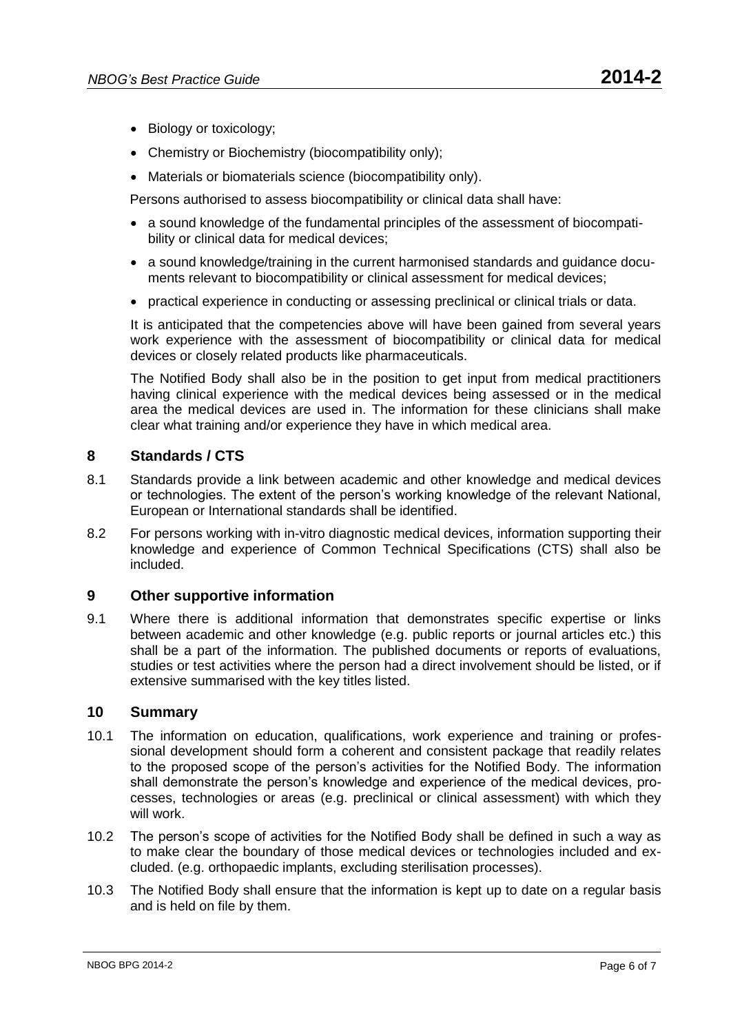- Biology or toxicology;
- Chemistry or Biochemistry (biocompatibility only);
- Materials or biomaterials science (biocompatibility only).

Persons authorised to assess biocompatibility or clinical data shall have:

- a sound knowledge of the fundamental principles of the assessment of biocompatibility or clinical data for medical devices;
- a sound knowledge/training in the current harmonised standards and guidance documents relevant to biocompatibility or clinical assessment for medical devices;
- practical experience in conducting or assessing preclinical or clinical trials or data.

It is anticipated that the competencies above will have been gained from several years work experience with the assessment of biocompatibility or clinical data for medical devices or closely related products like pharmaceuticals.

The Notified Body shall also be in the position to get input from medical practitioners having clinical experience with the medical devices being assessed or in the medical area the medical devices are used in. The information for these clinicians shall make clear what training and/or experience they have in which medical area.

## 8 Standards / CTS

8.1 Standards provide a link between academic and other knowledge and medical devices or technologies. The extent of the person's working knowledge of the relevant National, European or International standards shall be identified.

8.2 For persons working with in-vitro diagnostic medical devices, information supporting their knowledge and experience of Common Technical Specifications (CTS) shall also be included.

## 9 Other supportive information

9.1 Where there is additional information that demonstrates specific expertise or links between academic and other knowledge (e.g. public reports or journal articles etc.) this shall be a part of the information. The published documents or reports of evaluations, studies or test activities where the person had a direct involvement should be listed, or if extensive summarised with the key titles listed.

## 10 Summary

10.1 The information on education, qualifications, work experience and training or professional development should form a coherent and consistent package that readily relates to the proposed scope of the person's activities for the Notified Body. The information shall demonstrate the person's knowledge and experience of the medical devices, processes, technologies or areas (e.g. preclinical or clinical assessment) with which they will work.

10.2 The person's scope of activities for the Notified Body shall be defined in such a way as to make clear the boundary of those medical devices or technologies included and excluded. (e.g. orthopaedic implants, excluding sterilisation processes).

10.3 The Notified Body shall ensure that the information is kept up to date on a regular basis and is held on file by them.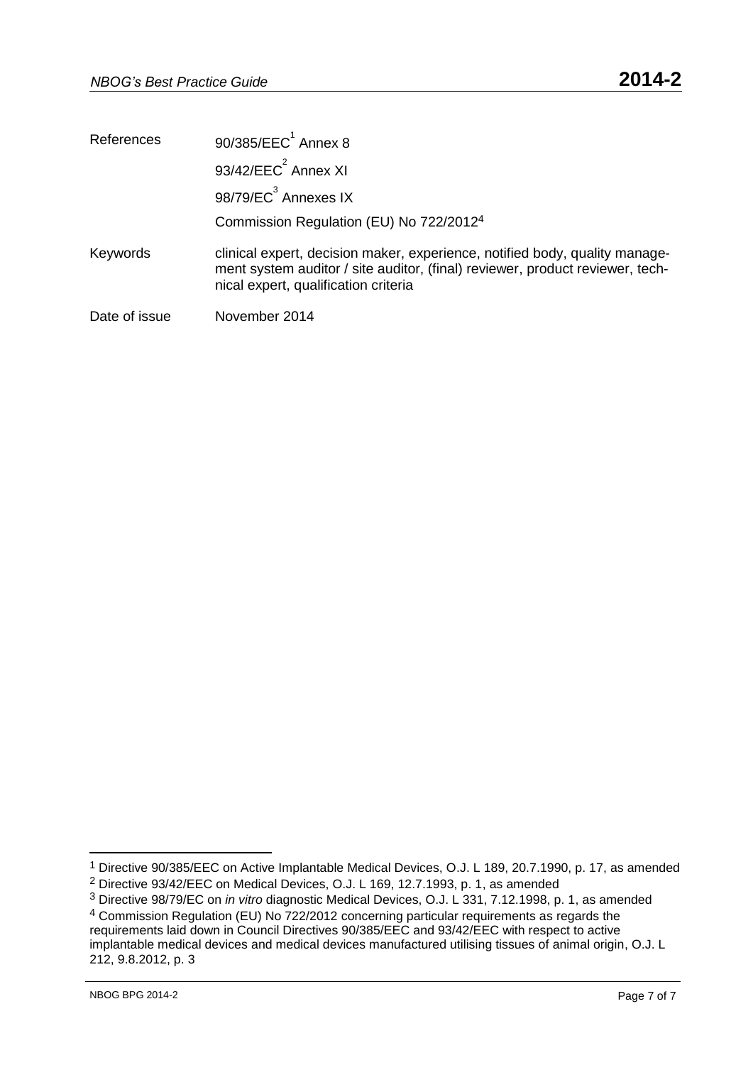| | |
|---|---|
| References | 90/385/EEC[1] Annex 8<br>93/42/EEC[2] Annex XI<br>98/79/EC[3] Annexes IX<br>Commission Regulation (EU) No 722/2012[4] |
| Keywords | clinical expert, decision maker, experience, notified body, quality management system auditor / site auditor, (final) reviewer, product reviewer, technical expert, qualification criteria |
| Date of issue | November 2014 |

---

[1] Directive 90/385/EEC on Active Implantable Medical Devices, O.J. L 189, 20.7.1990, p. 17, as amended

[2] Directive 93/42/EEC on Medical Devices, O.J. L 169, 12.7.1993, p. 1, as amended

[3] Directive 98/79/EC on *in vitro* diagnostic Medical Devices, O.J. L 331, 7.12.1998, p. 1, as amended

[4] Commission Regulation (EU) No 722/2012 concerning particular requirements as regards the requirements laid down in Council Directives 90/385/EEC and 93/42/EEC with respect to active implantable medical devices and medical devices manufactured utilising tissues of animal origin, O.J. L 212, 9.8.2012, p. 3